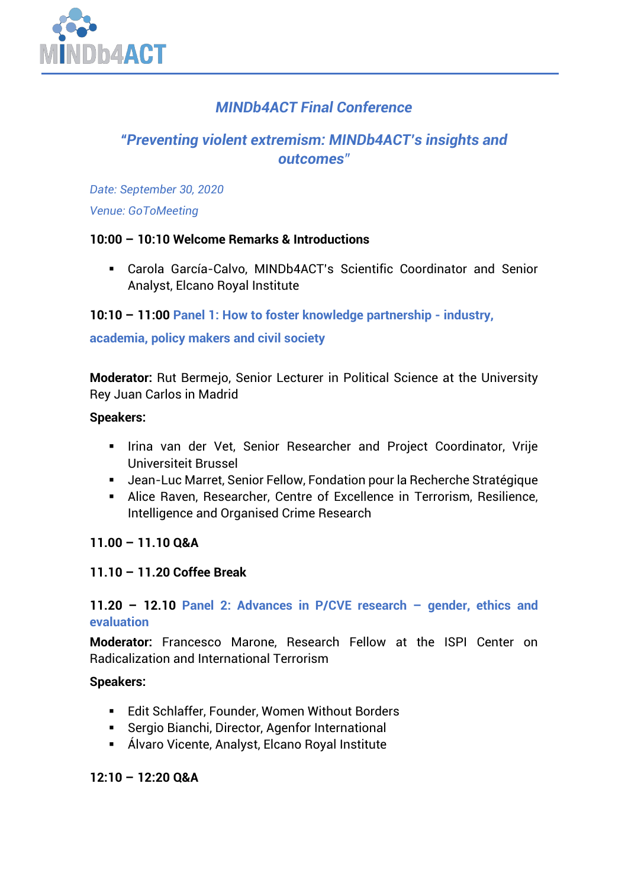MINDb4ACT

# *MINDb4ACT Final Conference*

## *"Preventing violent extremism: MINDb4ACT's insights and outcomes"*

*Date: September 30, 2020*

*Venue: GoToMeeting*

**10:00 – 10:10 Welcome Remarks & Introductions**

- Carola García-Calvo, MINDb4ACT's Scientific Coordinator and Senior Analyst, Elcano Royal Institute

**10:10 – 11:00 Panel 1: How to foster knowledge partnership - industry, academia, policy makers and civil society**

**Moderator:** Rut Bermejo, Senior Lecturer in Political Science at the University Rey Juan Carlos in Madrid

**Speakers:**

- Irina van der Vet, Senior Researcher and Project Coordinator, Vrije Universiteit Brussel
- Jean-Luc Marret, Senior Fellow, Fondation pour la Recherche Stratégique
- Alice Raven, Researcher, Centre of Excellence in Terrorism, Resilience, Intelligence and Organised Crime Research

**11.00 – 11.10 Q&A**

**11.10 – 11.20 Coffee Break**

**11.20 – 12.10 Panel 2: Advances in P/CVE research – gender, ethics and evaluation**

**Moderator:** Francesco Marone, Research Fellow at the ISPI Center on Radicalization and International Terrorism

**Speakers:**

- Edit Schlaffer, Founder, Women Without Borders
- Sergio Bianchi, Director, Agenfor International
- Álvaro Vicente, Analyst, Elcano Royal Institute

**12:10 – 12:20 Q&A**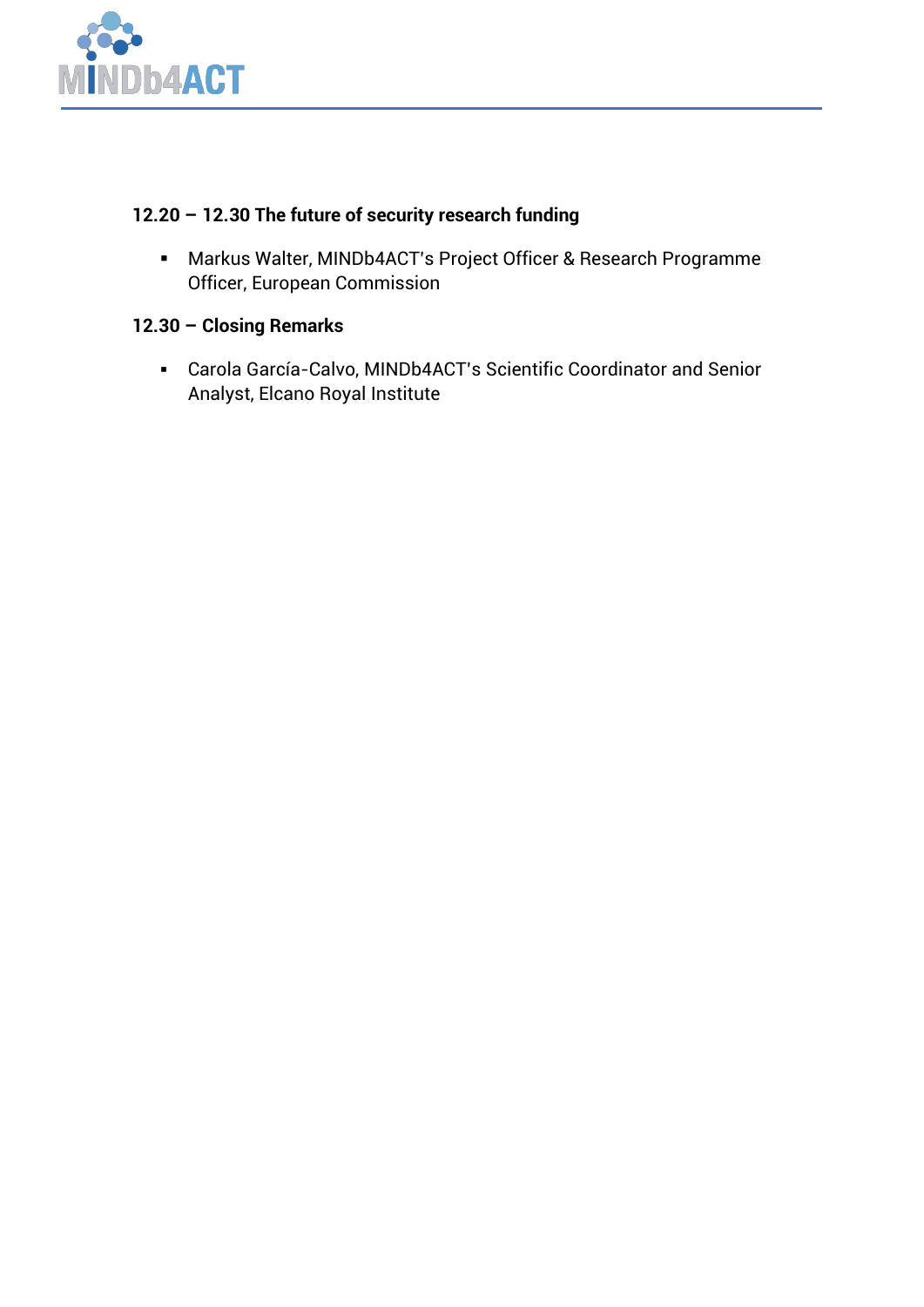**12.20 – 12.30 The future of security research funding**

- Markus Walter, MINDb4ACT's Project Officer & Research Programme Officer, European Commission

**12.30 – Closing Remarks**

- Carola García-Calvo, MINDb4ACT's Scientific Coordinator and Senior Analyst, Elcano Royal Institute